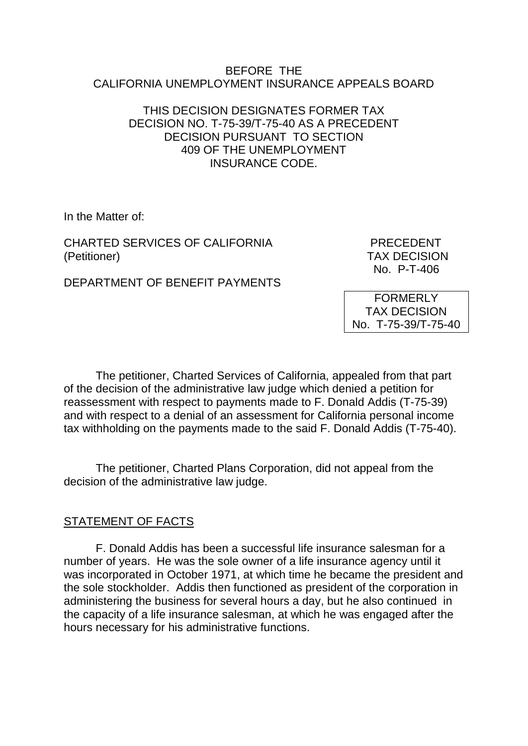BEFORE THE
CALIFORNIA UNEMPLOYMENT INSURANCE APPEALS BOARD

THIS DECISION DESIGNATES FORMER TAX DECISION NO. T-75-39/T-75-40 AS A PRECEDENT DECISION PURSUANT TO SECTION 409 OF THE UNEMPLOYMENT INSURANCE CODE.

In the Matter of:

CHARTED SERVICES OF CALIFORNIA
(Petitioner)

DEPARTMENT OF BENEFIT PAYMENTS

PRECEDENT
TAX DECISION
No. P-T-406

FORMERLY
TAX DECISION
No. T-75-39/T-75-40

The petitioner, Charted Services of California, appealed from that part of the decision of the administrative law judge which denied a petition for reassessment with respect to payments made to F. Donald Addis (T-75-39) and with respect to a denial of an assessment for California personal income tax withholding on the payments made to the said F. Donald Addis (T-75-40).

The petitioner, Charted Plans Corporation, did not appeal from the decision of the administrative law judge.

## STATEMENT OF FACTS

F. Donald Addis has been a successful life insurance salesman for a number of years. He was the sole owner of a life insurance agency until it was incorporated in October 1971, at which time he became the president and the sole stockholder. Addis then functioned as president of the corporation in administering the business for several hours a day, but he also continued in the capacity of a life insurance salesman, at which he was engaged after the hours necessary for his administrative functions.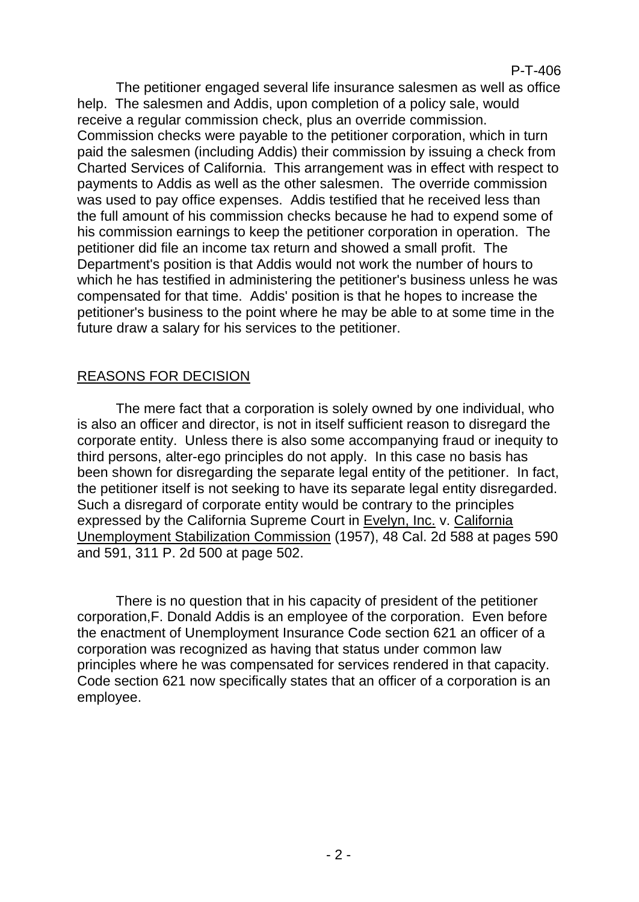The petitioner engaged several life insurance salesmen as well as office help. The salesmen and Addis, upon completion of a policy sale, would receive a regular commission check, plus an override commission. Commission checks were payable to the petitioner corporation, which in turn paid the salesmen (including Addis) their commission by issuing a check from Charted Services of California. This arrangement was in effect with respect to payments to Addis as well as the other salesmen. The override commission was used to pay office expenses. Addis testified that he received less than the full amount of his commission checks because he had to expend some of his commission earnings to keep the petitioner corporation in operation. The petitioner did file an income tax return and showed a small profit. The Department's position is that Addis would not work the number of hours to which he has testified in administering the petitioner's business unless he was compensated for that time. Addis' position is that he hopes to increase the petitioner's business to the point where he may be able to at some time in the future draw a salary for his services to the petitioner.

## REASONS FOR DECISION

The mere fact that a corporation is solely owned by one individual, who is also an officer and director, is not in itself sufficient reason to disregard the corporate entity. Unless there is also some accompanying fraud or inequity to third persons, alter-ego principles do not apply. In this case no basis has been shown for disregarding the separate legal entity of the petitioner. In fact, the petitioner itself is not seeking to have its separate legal entity disregarded. Such a disregard of corporate entity would be contrary to the principles expressed by the California Supreme Court in Evelyn, Inc. v. California Unemployment Stabilization Commission (1957), 48 Cal. 2d 588 at pages 590 and 591, 311 P. 2d 500 at page 502.

There is no question that in his capacity of president of the petitioner corporation,F. Donald Addis is an employee of the corporation. Even before the enactment of Unemployment Insurance Code section 621 an officer of a corporation was recognized as having that status under common law principles where he was compensated for services rendered in that capacity. Code section 621 now specifically states that an officer of a corporation is an employee.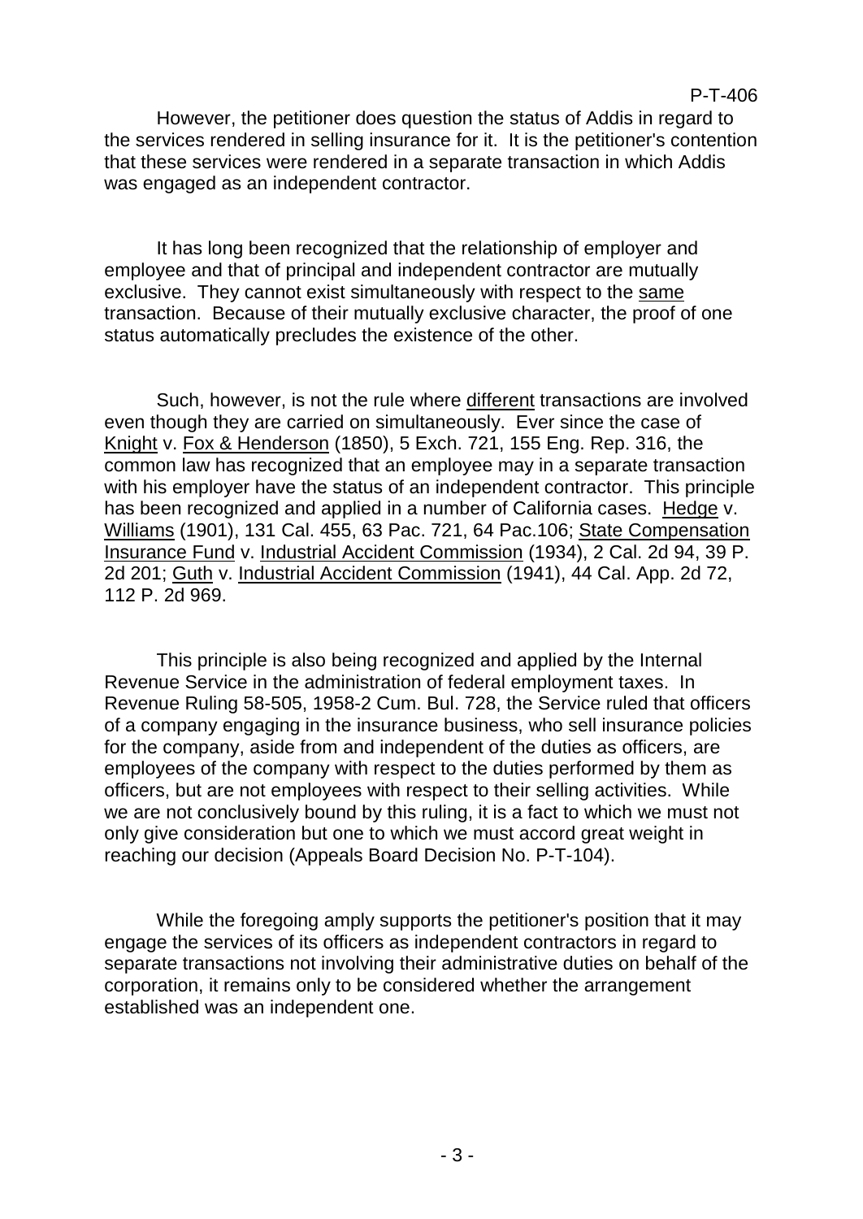However, the petitioner does question the status of Addis in regard to the services rendered in selling insurance for it. It is the petitioner's contention that these services were rendered in a separate transaction in which Addis was engaged as an independent contractor.

It has long been recognized that the relationship of employer and employee and that of principal and independent contractor are mutually exclusive. They cannot exist simultaneously with respect to the <u>same</u> transaction. Because of their mutually exclusive character, the proof of one status automatically precludes the existence of the other.

Such, however, is not the rule where <u>different</u> transactions are involved even though they are carried on simultaneously. Ever since the case of <u>Knight</u> v. <u>Fox & Henderson</u> (1850), 5 Exch. 721, 155 Eng. Rep. 316, the common law has recognized that an employee may in a separate transaction with his employer have the status of an independent contractor. This principle has been recognized and applied in a number of California cases. <u>Hedge</u> v. <u>Williams</u> (1901), 131 Cal. 455, 63 Pac. 721, 64 Pac.106; <u>State Compensation Insurance Fund</u> v. <u>Industrial Accident Commission</u> (1934), 2 Cal. 2d 94, 39 P. 2d 201; <u>Guth</u> v. <u>Industrial Accident Commission</u> (1941), 44 Cal. App. 2d 72, 112 P. 2d 969.

This principle is also being recognized and applied by the Internal Revenue Service in the administration of federal employment taxes. In Revenue Ruling 58-505, 1958-2 Cum. Bul. 728, the Service ruled that officers of a company engaging in the insurance business, who sell insurance policies for the company, aside from and independent of the duties as officers, are employees of the company with respect to the duties performed by them as officers, but are not employees with respect to their selling activities. While we are not conclusively bound by this ruling, it is a fact to which we must not only give consideration but one to which we must accord great weight in reaching our decision (Appeals Board Decision No. P-T-104).

While the foregoing amply supports the petitioner's position that it may engage the services of its officers as independent contractors in regard to separate transactions not involving their administrative duties on behalf of the corporation, it remains only to be considered whether the arrangement established was an independent one.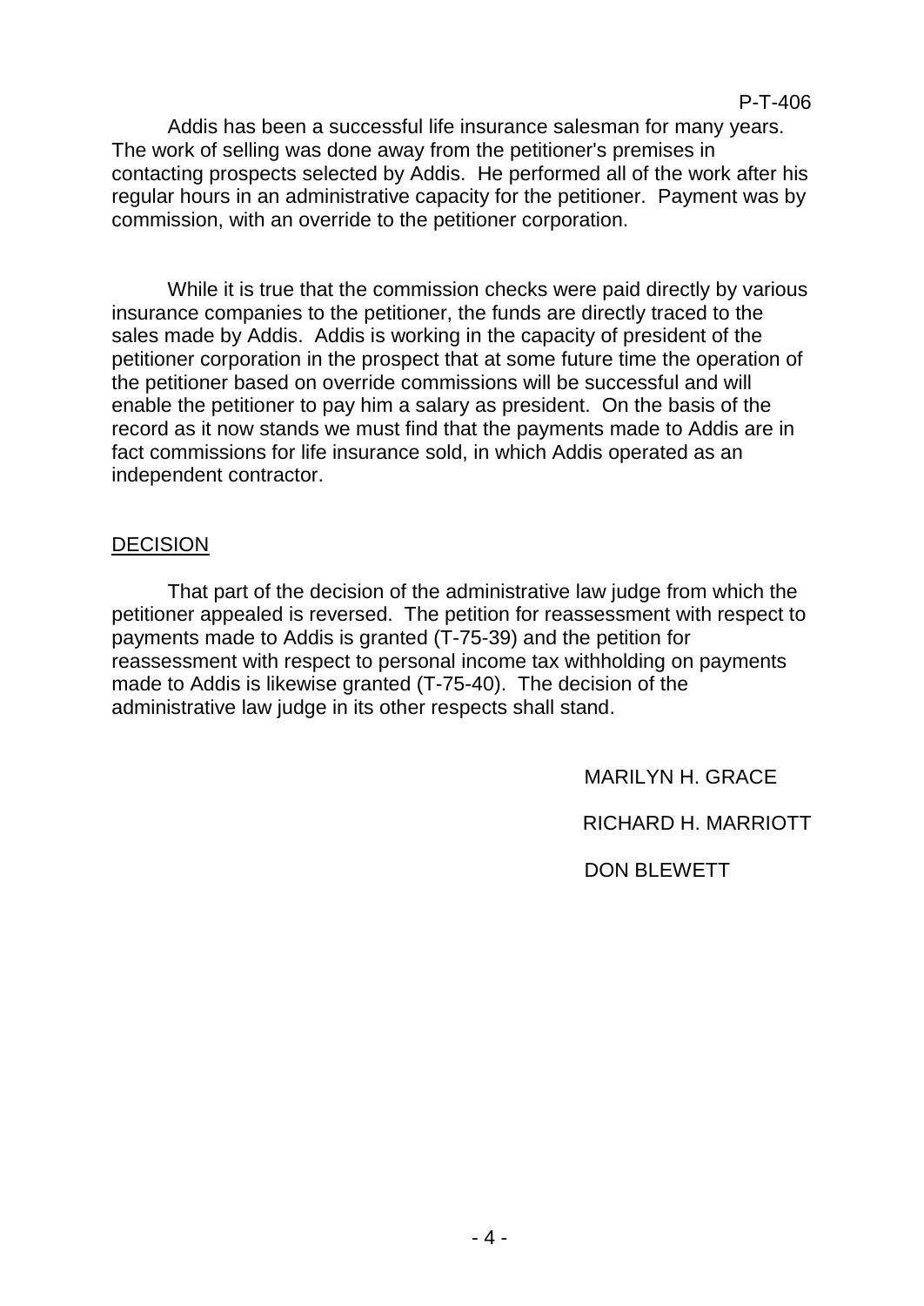Addis has been a successful life insurance salesman for many years. The work of selling was done away from the petitioner's premises in contacting prospects selected by Addis. He performed all of the work after his regular hours in an administrative capacity for the petitioner. Payment was by commission, with an override to the petitioner corporation.

While it is true that the commission checks were paid directly by various insurance companies to the petitioner, the funds are directly traced to the sales made by Addis. Addis is working in the capacity of president of the petitioner corporation in the prospect that at some future time the operation of the petitioner based on override commissions will be successful and will enable the petitioner to pay him a salary as president. On the basis of the record as it now stands we must find that the payments made to Addis are in fact commissions for life insurance sold, in which Addis operated as an independent contractor.

## DECISION

That part of the decision of the administrative law judge from which the petitioner appealed is reversed. The petition for reassessment with respect to payments made to Addis is granted (T-75-39) and the petition for reassessment with respect to personal income tax withholding on payments made to Addis is likewise granted (T-75-40). The decision of the administrative law judge in its other respects shall stand.

MARILYN H. GRACE

RICHARD H. MARRIOTT

DON BLEWETT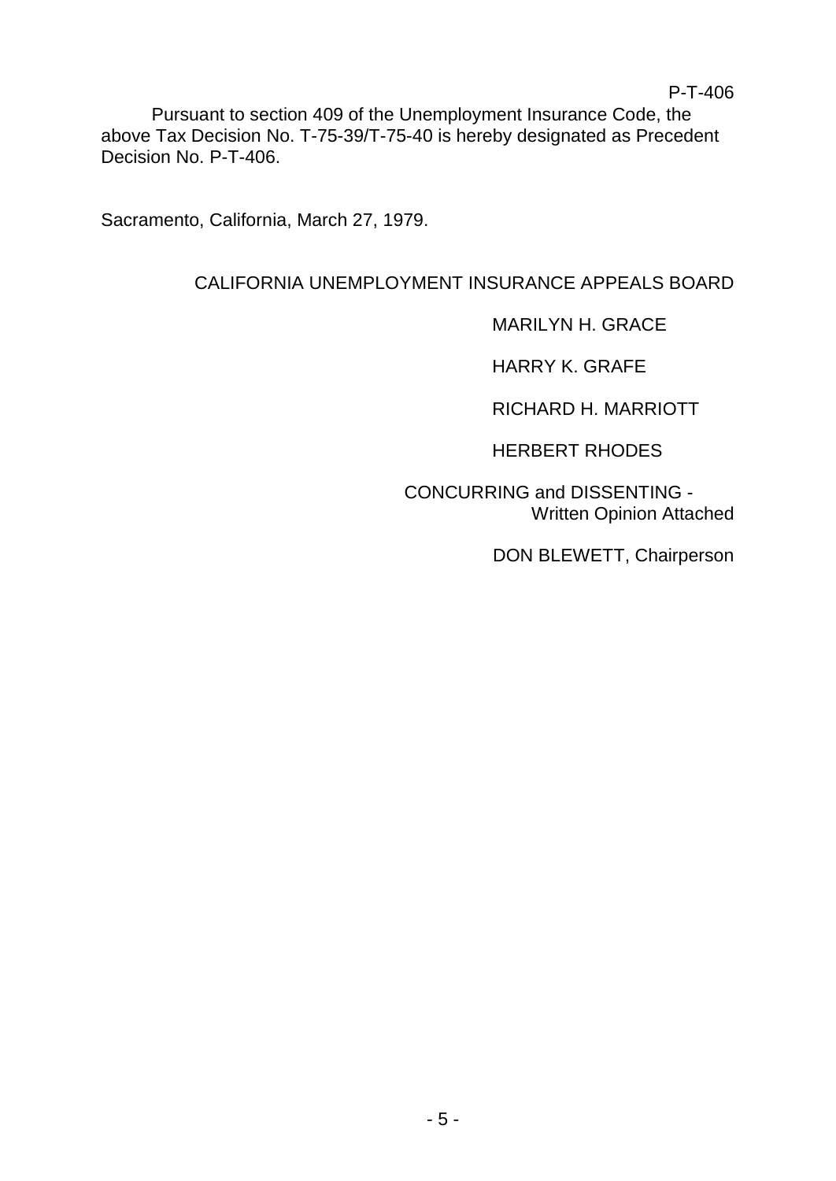P-T-406

Pursuant to section 409 of the Unemployment Insurance Code, the above Tax Decision No. T-75-39/T-75-40 is hereby designated as Precedent Decision No. P-T-406.

Sacramento, California, March 27, 1979.

CALIFORNIA UNEMPLOYMENT INSURANCE APPEALS BOARD

MARILYN H. GRACE

HARRY K. GRAFE

RICHARD H. MARRIOTT

HERBERT RHODES

CONCURRING and DISSENTING - Written Opinion Attached

DON BLEWETT, Chairperson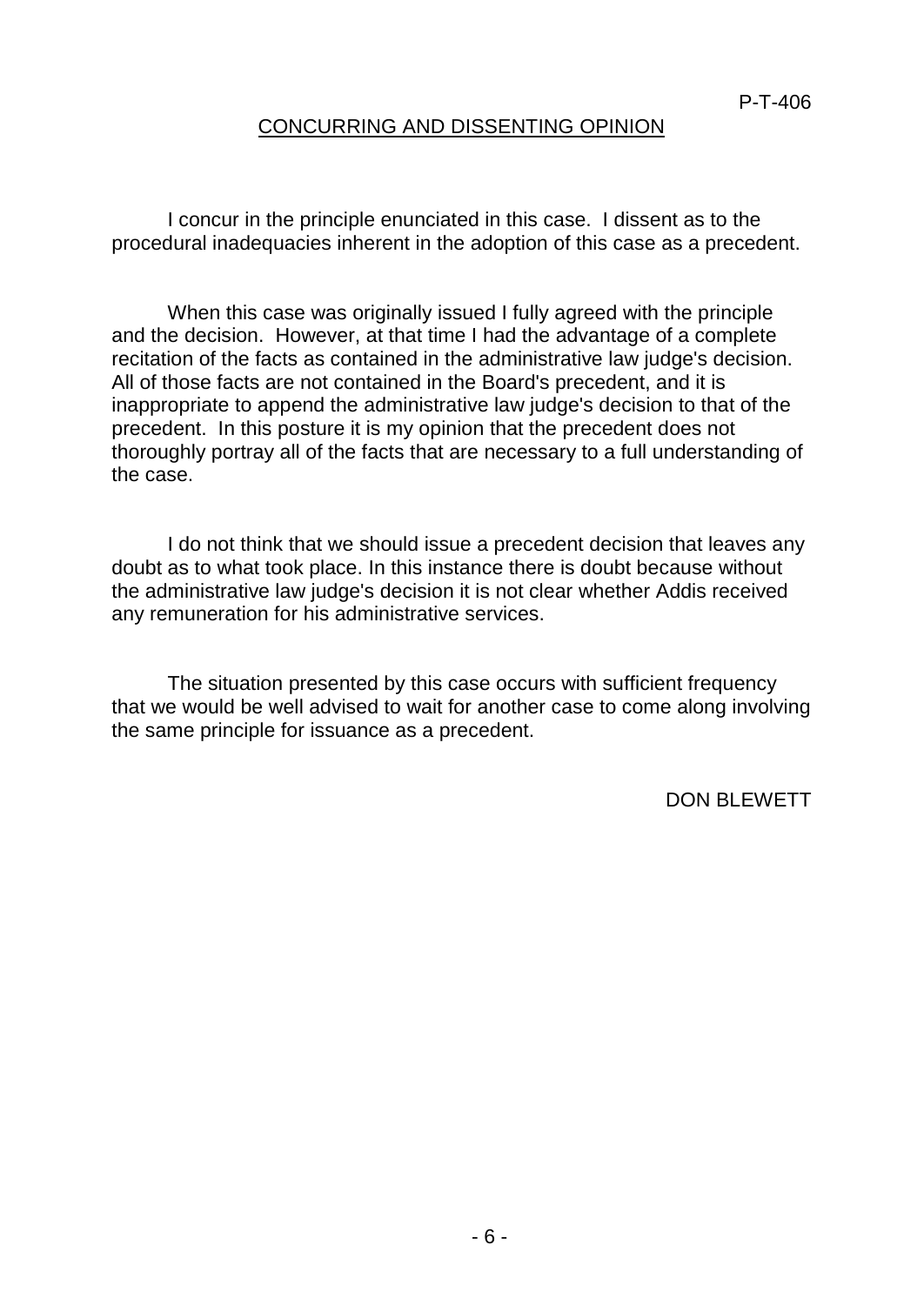P-T-406

## CONCURRING AND DISSENTING OPINION

I concur in the principle enunciated in this case. I dissent as to the procedural inadequacies inherent in the adoption of this case as a precedent.

When this case was originally issued I fully agreed with the principle and the decision. However, at that time I had the advantage of a complete recitation of the facts as contained in the administrative law judge's decision. All of those facts are not contained in the Board's precedent, and it is inappropriate to append the administrative law judge's decision to that of the precedent. In this posture it is my opinion that the precedent does not thoroughly portray all of the facts that are necessary to a full understanding of the case.

I do not think that we should issue a precedent decision that leaves any doubt as to what took place. In this instance there is doubt because without the administrative law judge's decision it is not clear whether Addis received any remuneration for his administrative services.

The situation presented by this case occurs with sufficient frequency that we would be well advised to wait for another case to come along involving the same principle for issuance as a precedent.

DON BLEWETT